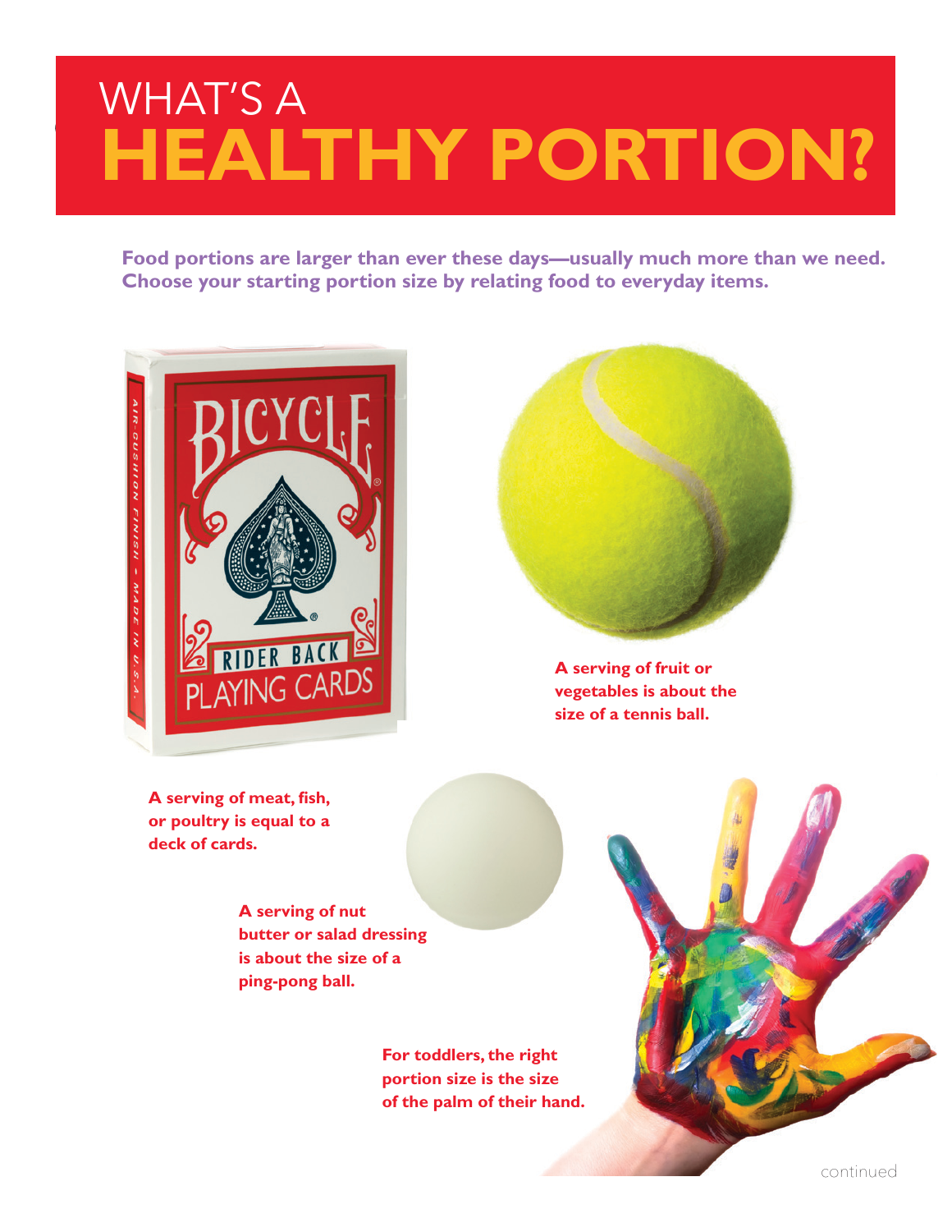# WHAT'S A HEALTHY PORTION?

**Food portions are larger than ever these days—usually much more than we need. Choose your starting portion size by relating food to everyday items.**

**A serving of fruit or vegetables is about the size of a tennis ball.**

**A serving of meat, fish, or poultry is equal to a deck of cards.**

**A serving of nut butter or salad dressing is about the size of a ping-pong ball.**

**For toddlers, the right portion size is the size of the palm of their hand.**

continued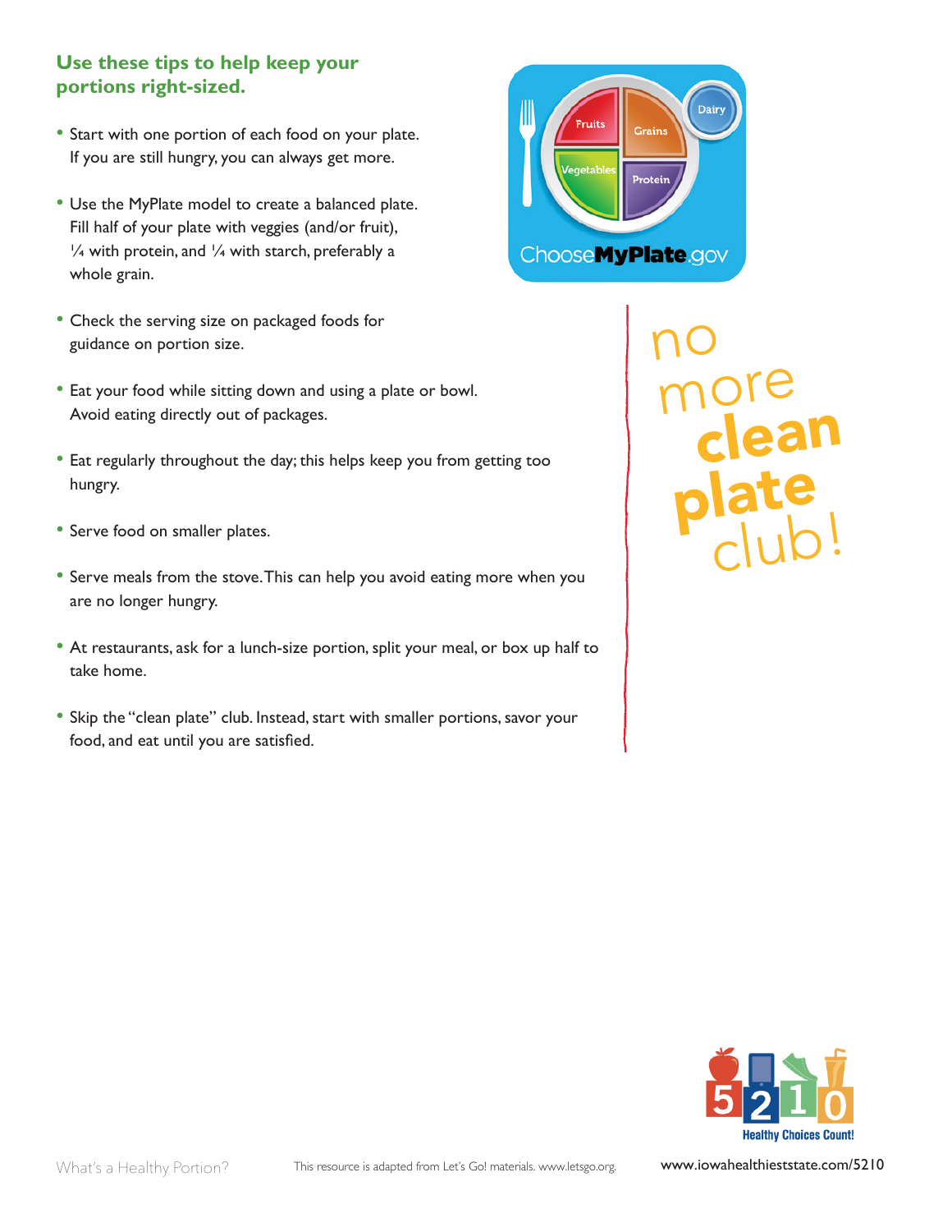## Use these tips to help keep your portions right-sized.

- Start with one portion of each food on your plate. If you are still hungry, you can always get more.
- Use the MyPlate model to create a balanced plate. Fill half of your plate with veggies (and/or fruit), ¼ with protein, and ¼ with starch, preferably a whole grain.
- Check the serving size on packaged foods for guidance on portion size.
- Eat your food while sitting down and using a plate or bowl. Avoid eating directly out of packages.
- Eat regularly throughout the day; this helps keep you from getting too hungry.
- Serve food on smaller plates.
- Serve meals from the stove. This can help you avoid eating more when you are no longer hungry.
- At restaurants, ask for a lunch-size portion, split your meal, or box up half to take home.
- Skip the "clean plate" club. Instead, start with smaller portions, savor your food, and eat until you are satisfied.

Fruits
Grains
Dairy
Vegetables
Protein
ChooseMyPlate.gov

no more **clean plate** club!

5 2 1 0
Healthy Choices Count!

This resource is adapted from Let's Go! materials. www.letsgo.org.

www.iowahealthieststate.com/5210